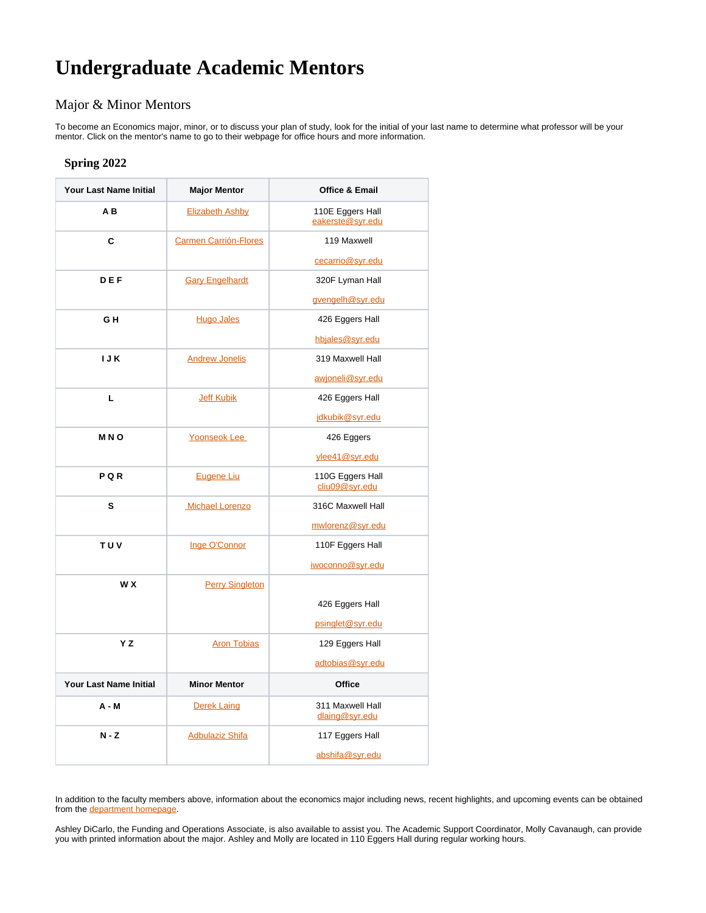# Undergraduate Academic Mentors

## Major & Minor Mentors

To become an Economics major, minor, or to discuss your plan of study, look for the initial of your last name to determine what professor will be your mentor. Click on the mentor's name to go to their webpage for office hours and more information.

### Spring 2022

| Your Last Name Initial | Major Mentor | Office & Email |
|---|---|---|
| A B | Elizabeth Ashby | 110E Eggers Hall eakerste@syr.edu |
| C | Carmen Carrión-Flores | 119 Maxwell cecarrio@syr.edu |
| D E F | Gary Engelhardt | 320F Lyman Hall gvengelh@syr.edu |
| G H | Hugo Jales | 426 Eggers Hall hbjales@syr.edu |
| I J K | Andrew Jonelis | 319 Maxwell Hall awjoneli@syr.edu |
| L | Jeff Kubik | 426 Eggers Hall jdkubik@syr.edu |
| M N O | Yoonseok Lee | 426 Eggers ylee41@syr.edu |
| P Q R | Eugene Liu | 110G Eggers Hall cliu09@syr.edu |
| S | Michael Lorenzo | 316C Maxwell Hall mwlorenz@syr.edu |
| T U V | Inge O'Connor | 110F Eggers Hall iwoconno@syr.edu |
| W X | Perry Singleton | 426 Eggers Hall psinglet@syr.edu |
| Y Z | Aron Tobias | 129 Eggers Hall adtobias@syr.edu |
| **Your Last Name Initial** | **Minor Mentor** | **Office** |
| A - M | Derek Laing | 311 Maxwell Hall dlaing@syr.edu |
| N - Z | Adbulaziz Shifa | 117 Eggers Hall abshifa@syr.edu |

In addition to the faculty members above, information about the economics major including news, recent highlights, and upcoming events can be obtained from the department homepage.

Ashley DiCarlo, the Funding and Operations Associate, is also available to assist you. The Academic Support Coordinator, Molly Cavanaugh, can provide you with printed information about the major. Ashley and Molly are located in 110 Eggers Hall during regular working hours.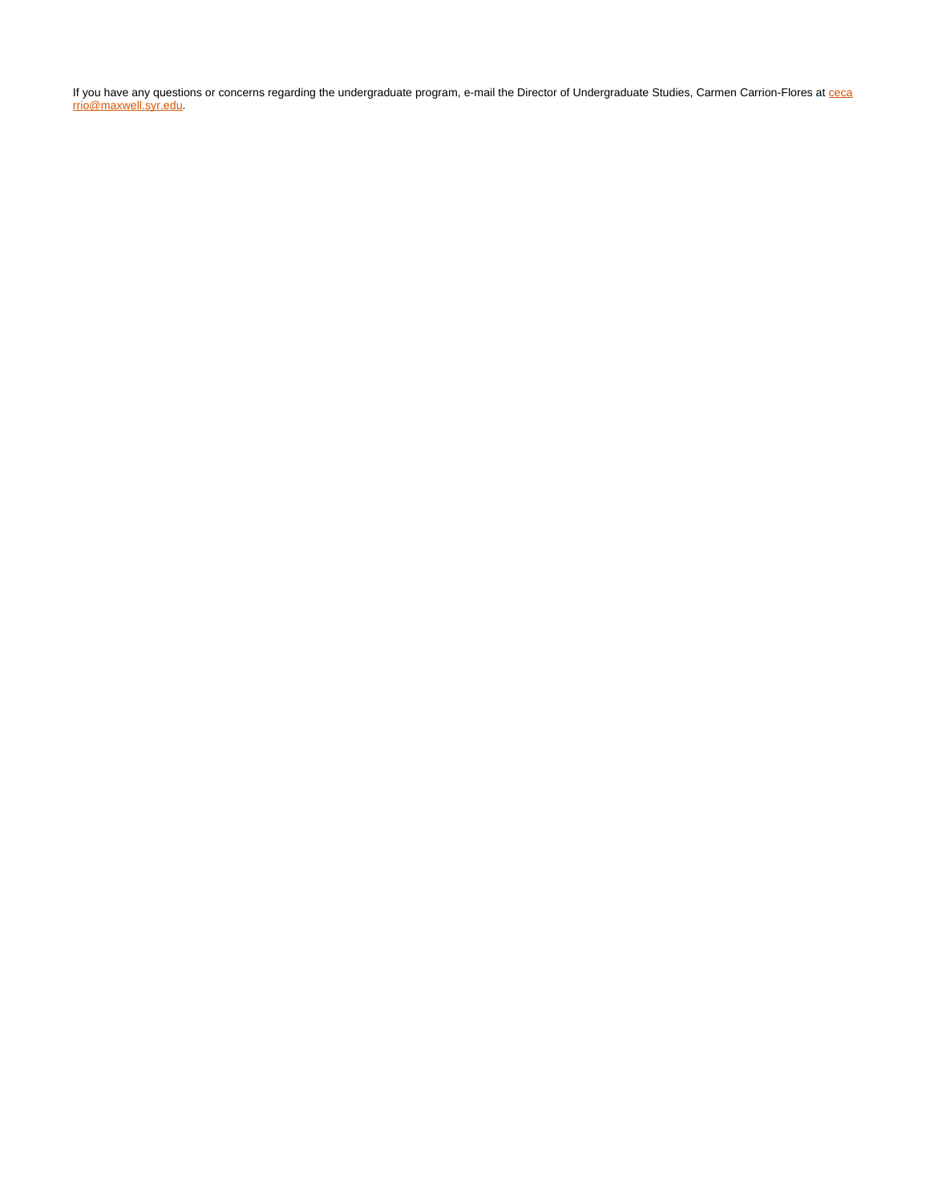If you have any questions or concerns regarding the undergraduate program, e-mail the Director of Undergraduate Studies, Carmen Carrion-Flores at [cecarrio@maxwell.syr.edu](mailto:cecarrio@maxwell.syr.edu).